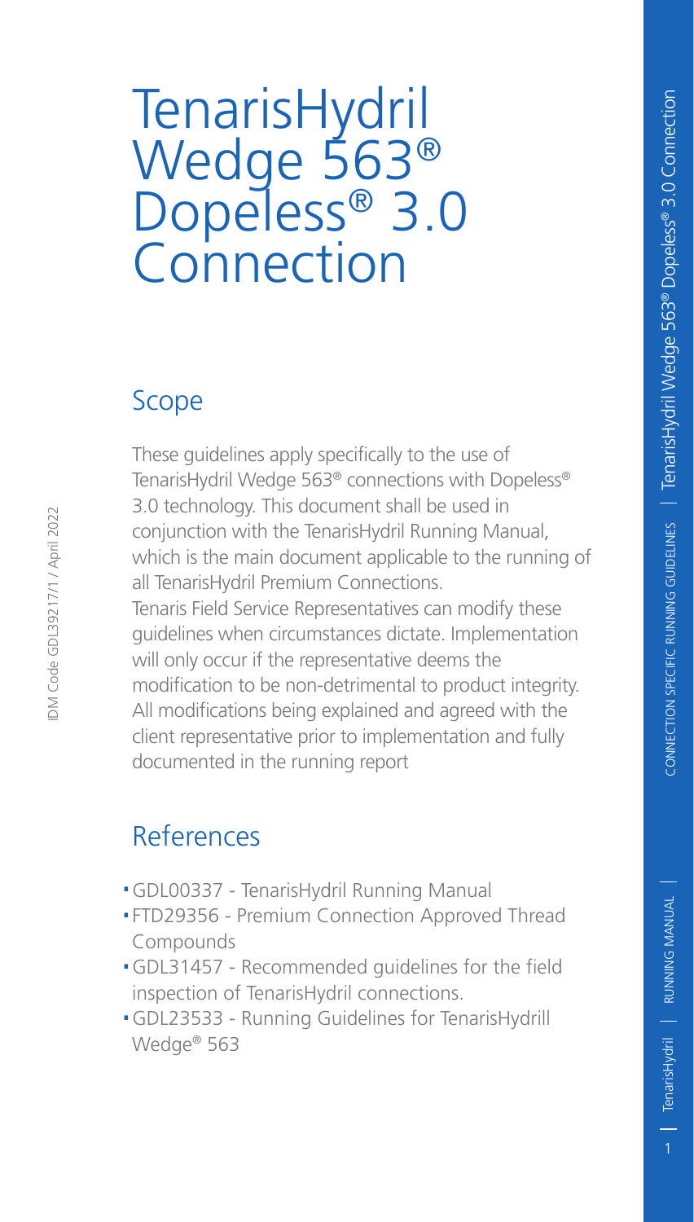# TenarisHydril Wedge 563® Dopeless® 3.0 Connection

## Scope

These guidelines apply specifically to the use of TenarisHydril Wedge 563® connections with Dopeless® 3.0 technology. This document shall be used in conjunction with the TenarisHydril Running Manual, which is the main document applicable to the running of all TenarisHydril Premium Connections.

Tenaris Field Service Representatives can modify these guidelines when circumstances dictate. Implementation will only occur if the representative deems the modification to be non-detrimental to product integrity. All modifications being explained and agreed with the client representative prior to implementation and fully documented in the running report

## References

- GDL00337 - TenarisHydril Running Manual
- FTD29356 - Premium Connection Approved Thread Compounds
- GDL31457 - Recommended guidelines for the field inspection of TenarisHydril connections.
- GDL23533 - Running Guidelines for TenarisHydrill Wedge® 563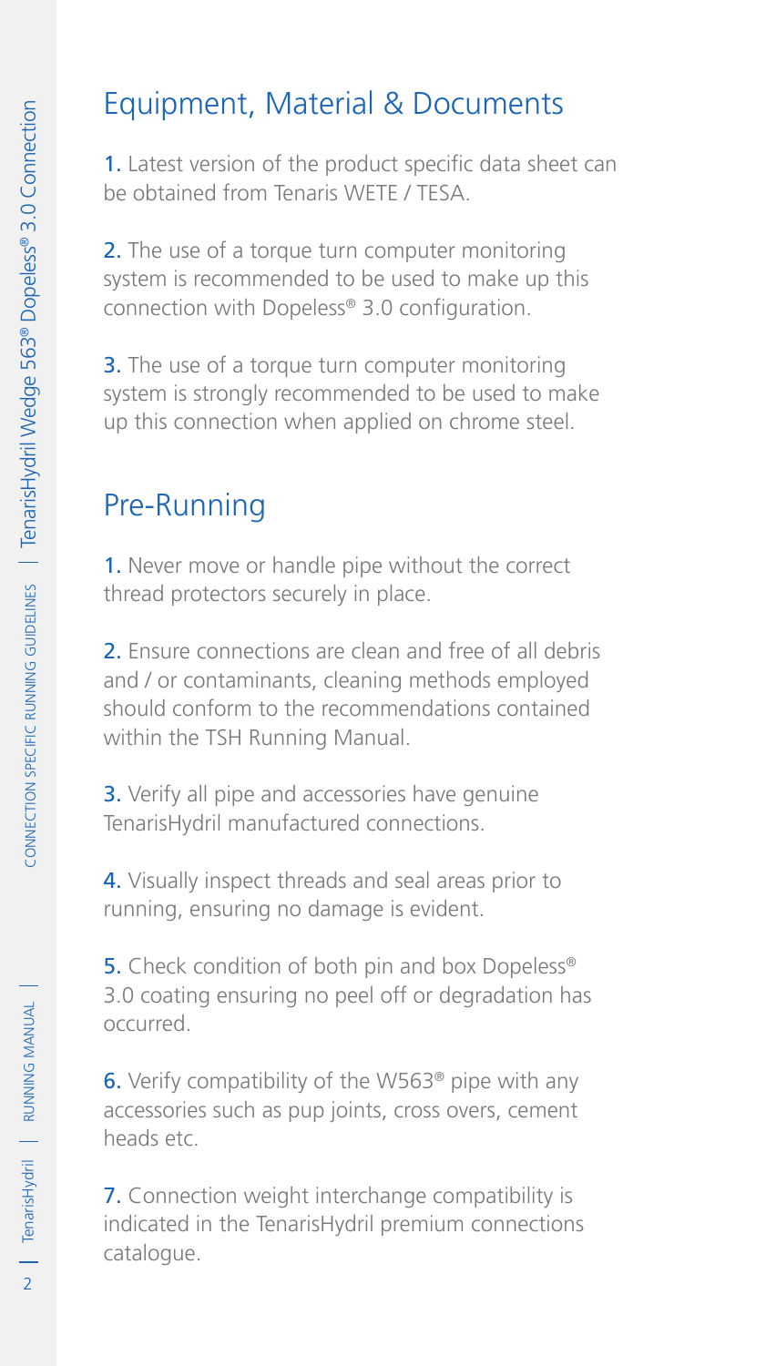## Equipment, Material & Documents

1. Latest version of the product specific data sheet can be obtained from Tenaris WETE / TESA.

2. The use of a torque turn computer monitoring system is recommended to be used to make up this connection with Dopeless® 3.0 configuration.

3. The use of a torque turn computer monitoring system is strongly recommended to be used to make up this connection when applied on chrome steel.

## Pre-Running

1. Never move or handle pipe without the correct thread protectors securely in place.

2. Ensure connections are clean and free of all debris and / or contaminants, cleaning methods employed should conform to the recommendations contained within the TSH Running Manual.

3. Verify all pipe and accessories have genuine TenarisHydril manufactured connections.

4. Visually inspect threads and seal areas prior to running, ensuring no damage is evident.

5. Check condition of both pin and box Dopeless® 3.0 coating ensuring no peel off or degradation has occurred.

6. Verify compatibility of the W563® pipe with any accessories such as pup joints, cross overs, cement heads etc.

7. Connection weight interchange compatibility is indicated in the TenarisHydril premium connections catalogue.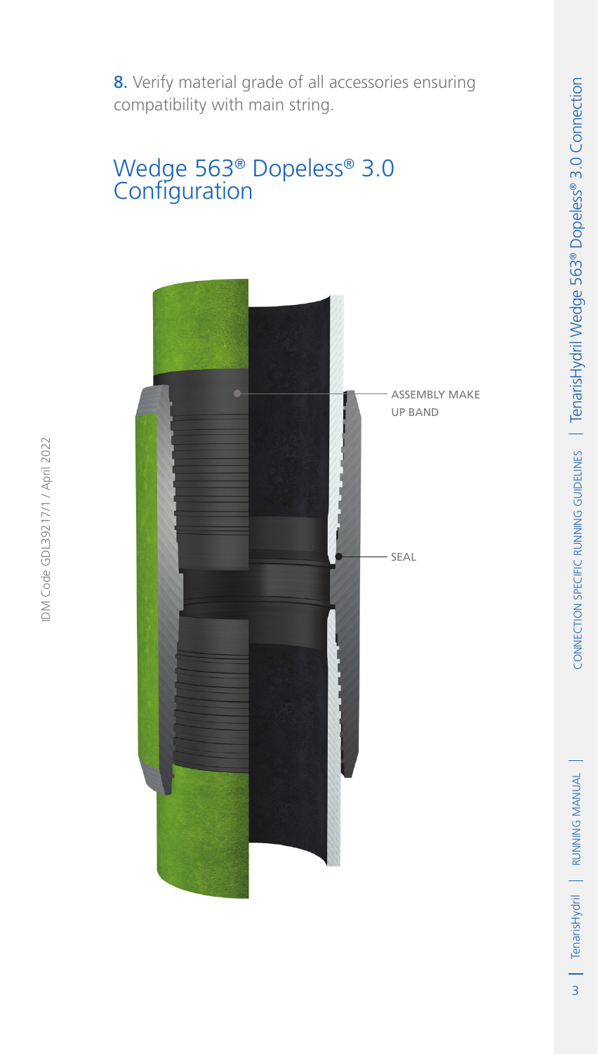8. Verify material grade of all accessories ensuring compatibility with main string.

## Wedge 563® Dopeless® 3.0 Configuration

ASSEMBLY MAKE UP BAND

SEAL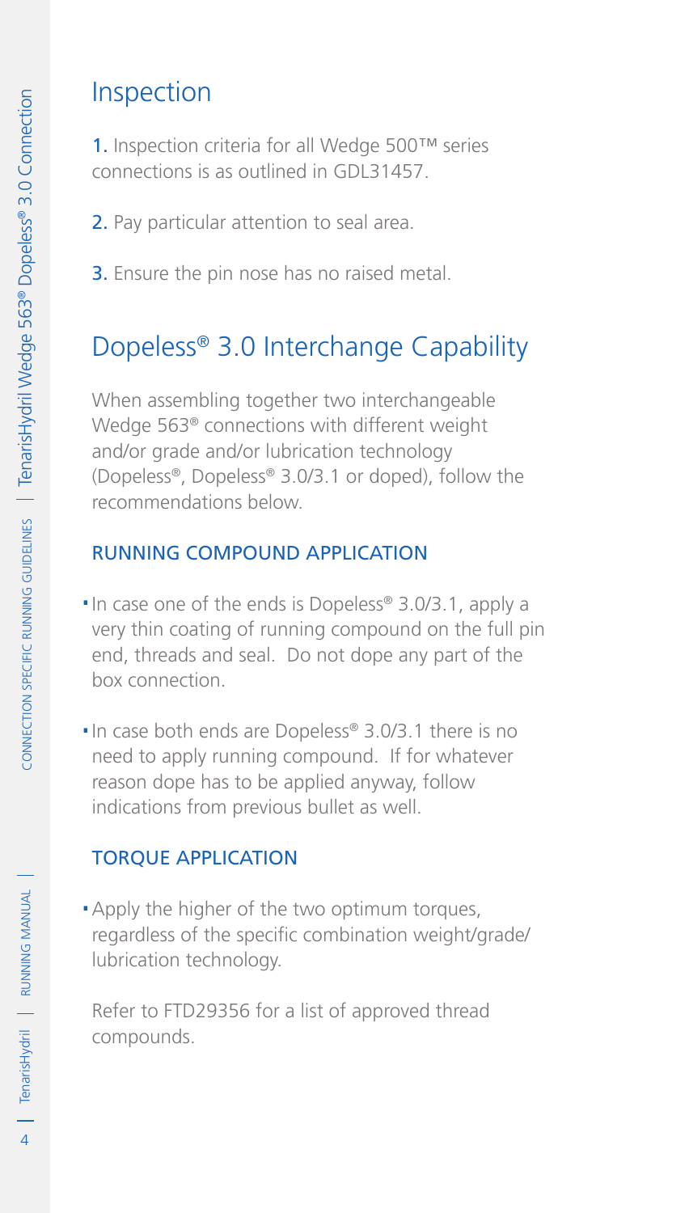## Inspection

1. Inspection criteria for all Wedge 500™ series connections is as outlined in GDL31457.

2. Pay particular attention to seal area.

3. Ensure the pin nose has no raised metal.

## Dopeless® 3.0 Interchange Capability

When assembling together two interchangeable Wedge 563® connections with different weight and/or grade and/or lubrication technology (Dopeless®, Dopeless® 3.0/3.1 or doped), follow the recommendations below.

### RUNNING COMPOUND APPLICATION

- In case one of the ends is Dopeless® 3.0/3.1, apply a very thin coating of running compound on the full pin end, threads and seal. Do not dope any part of the box connection.
- In case both ends are Dopeless® 3.0/3.1 there is no need to apply running compound. If for whatever reason dope has to be applied anyway, follow indications from previous bullet as well.

### TORQUE APPLICATION

- Apply the higher of the two optimum torques, regardless of the specific combination weight/grade/ lubrication technology.

Refer to FTD29356 for a list of approved thread compounds.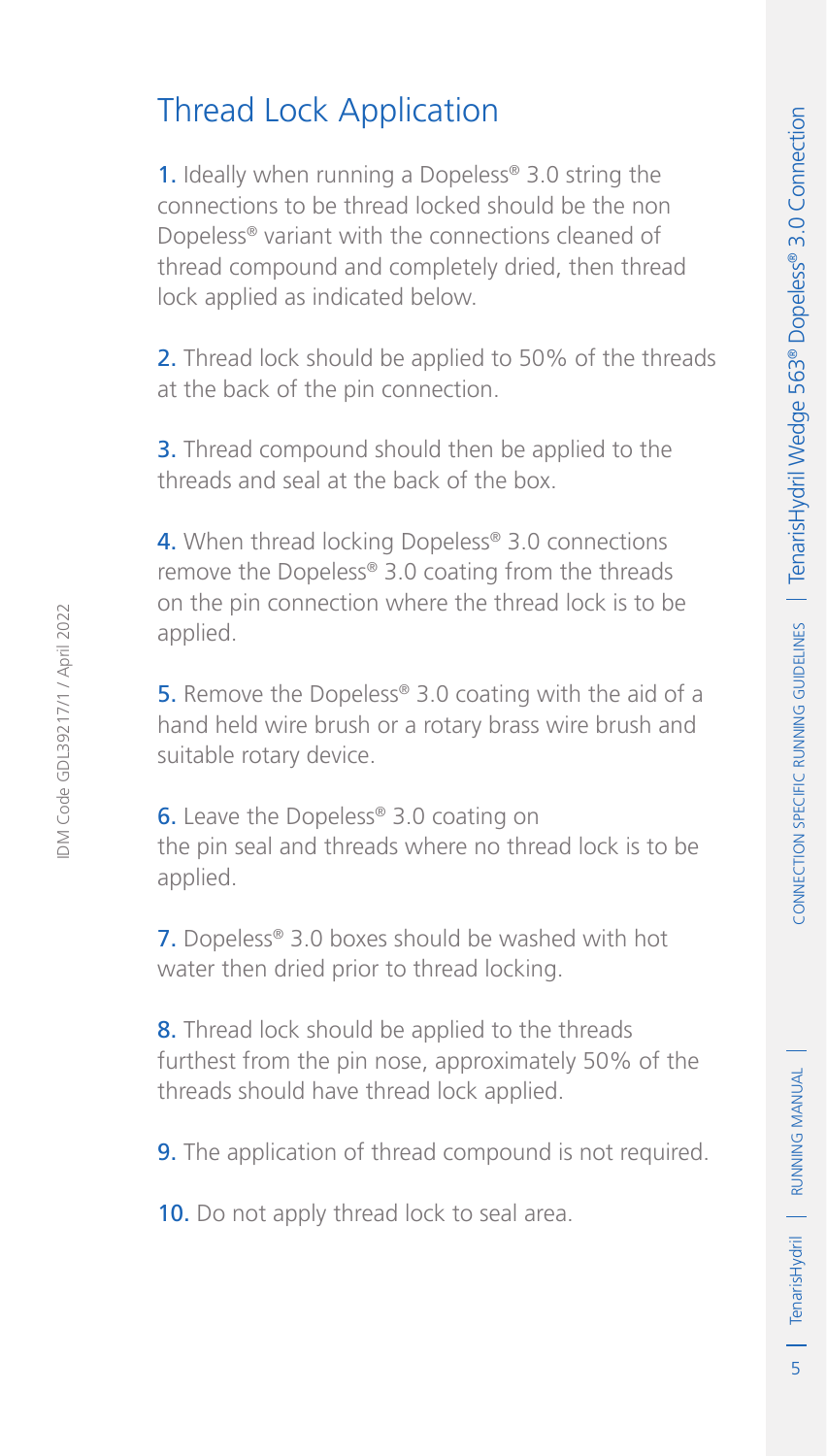# Thread Lock Application

1. Ideally when running a Dopeless® 3.0 string the connections to be thread locked should be the non Dopeless® variant with the connections cleaned of thread compound and completely dried, then thread lock applied as indicated below.

2. Thread lock should be applied to 50% of the threads at the back of the pin connection.

3. Thread compound should then be applied to the threads and seal at the back of the box.

4. When thread locking Dopeless® 3.0 connections remove the Dopeless® 3.0 coating from the threads on the pin connection where the thread lock is to be applied.

5. Remove the Dopeless® 3.0 coating with the aid of a hand held wire brush or a rotary brass wire brush and suitable rotary device.

6. Leave the Dopeless® 3.0 coating on the pin seal and threads where no thread lock is to be applied.

7. Dopeless® 3.0 boxes should be washed with hot water then dried prior to thread locking.

8. Thread lock should be applied to the threads furthest from the pin nose, approximately 50% of the threads should have thread lock applied.

9. The application of thread compound is not required.

10. Do not apply thread lock to seal area.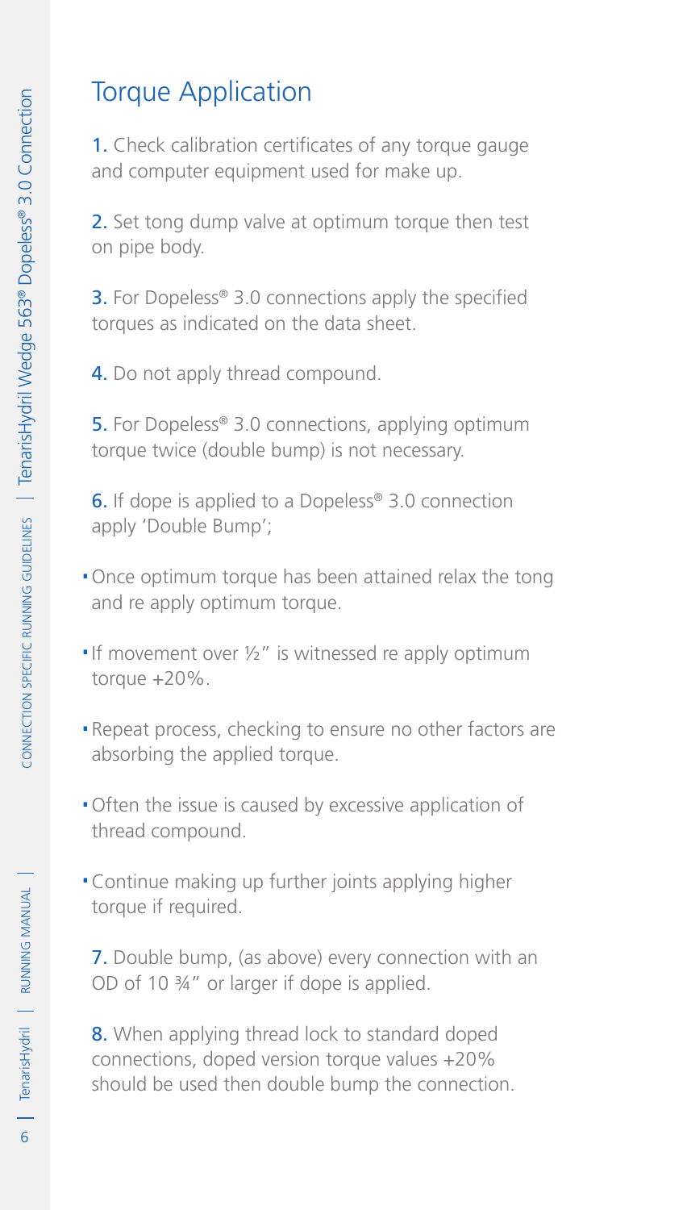## Torque Application

1. Check calibration certificates of any torque gauge and computer equipment used for make up.

2. Set tong dump valve at optimum torque then test on pipe body.

3. For Dopeless® 3.0 connections apply the specified torques as indicated on the data sheet.

4. Do not apply thread compound.

5. For Dopeless® 3.0 connections, applying optimum torque twice (double bump) is not necessary.

6. If dope is applied to a Dopeless® 3.0 connection apply 'Double Bump';

- Once optimum torque has been attained relax the tong and re apply optimum torque.
- If movement over ½" is witnessed re apply optimum torque +20%.
- Repeat process, checking to ensure no other factors are absorbing the applied torque.
- Often the issue is caused by excessive application of thread compound.
- Continue making up further joints applying higher torque if required.

7. Double bump, (as above) every connection with an OD of 10 ¾" or larger if dope is applied.

8. When applying thread lock to standard doped connections, doped version torque values +20% should be used then double bump the connection.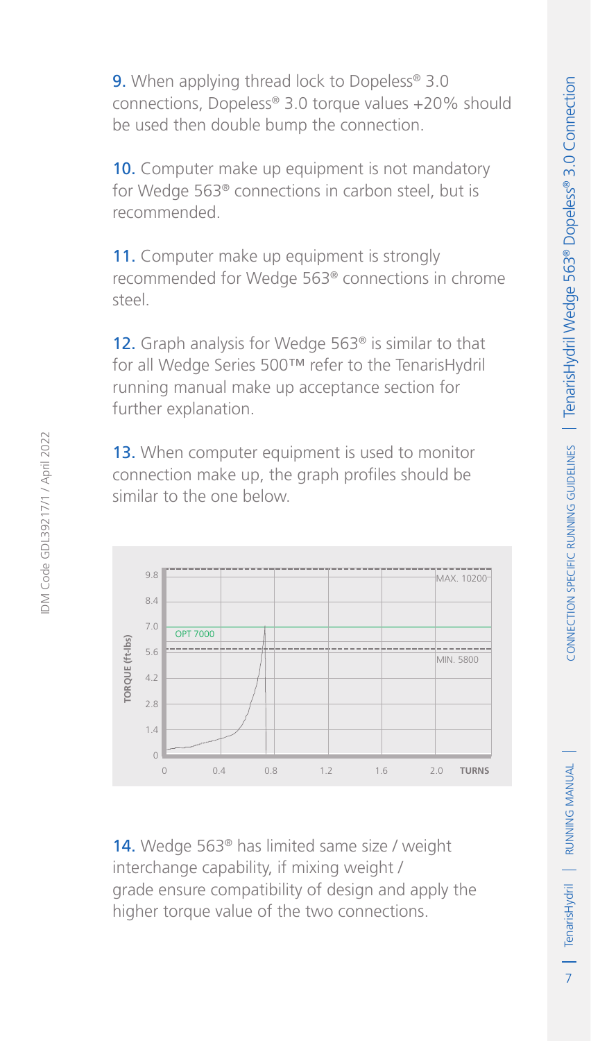9. When applying thread lock to Dopeless® 3.0 connections, Dopeless® 3.0 torque values +20% should be used then double bump the connection.

10. Computer make up equipment is not mandatory for Wedge 563® connections in carbon steel, but is recommended.

11. Computer make up equipment is strongly recommended for Wedge 563® connections in chrome steel.

12. Graph analysis for Wedge 563® is similar to that for all Wedge Series 500™ refer to the TenarisHydril running manual make up acceptance section for further explanation.

13. When computer equipment is used to monitor connection make up, the graph profiles should be similar to the one below.

14. Wedge 563® has limited same size / weight interchange capability, if mixing weight / grade ensure compatibility of design and apply the higher torque value of the two connections.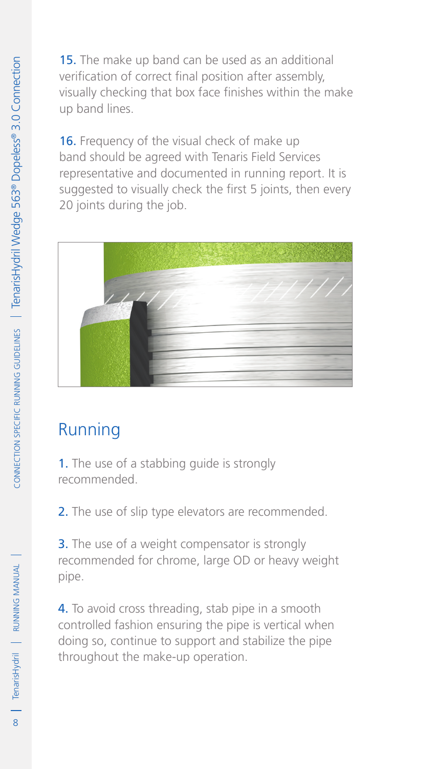15. The make up band can be used as an additional verification of correct final position after assembly, visually checking that box face finishes within the make up band lines.

16. Frequency of the visual check of make up band should be agreed with Tenaris Field Services representative and documented in running report. It is suggested to visually check the first 5 joints, then every 20 joints during the job.

## Running

1. The use of a stabbing guide is strongly recommended.

2. The use of slip type elevators are recommended.

3. The use of a weight compensator is strongly recommended for chrome, large OD or heavy weight pipe.

4. To avoid cross threading, stab pipe in a smooth controlled fashion ensuring the pipe is vertical when doing so, continue to support and stabilize the pipe throughout the make-up operation.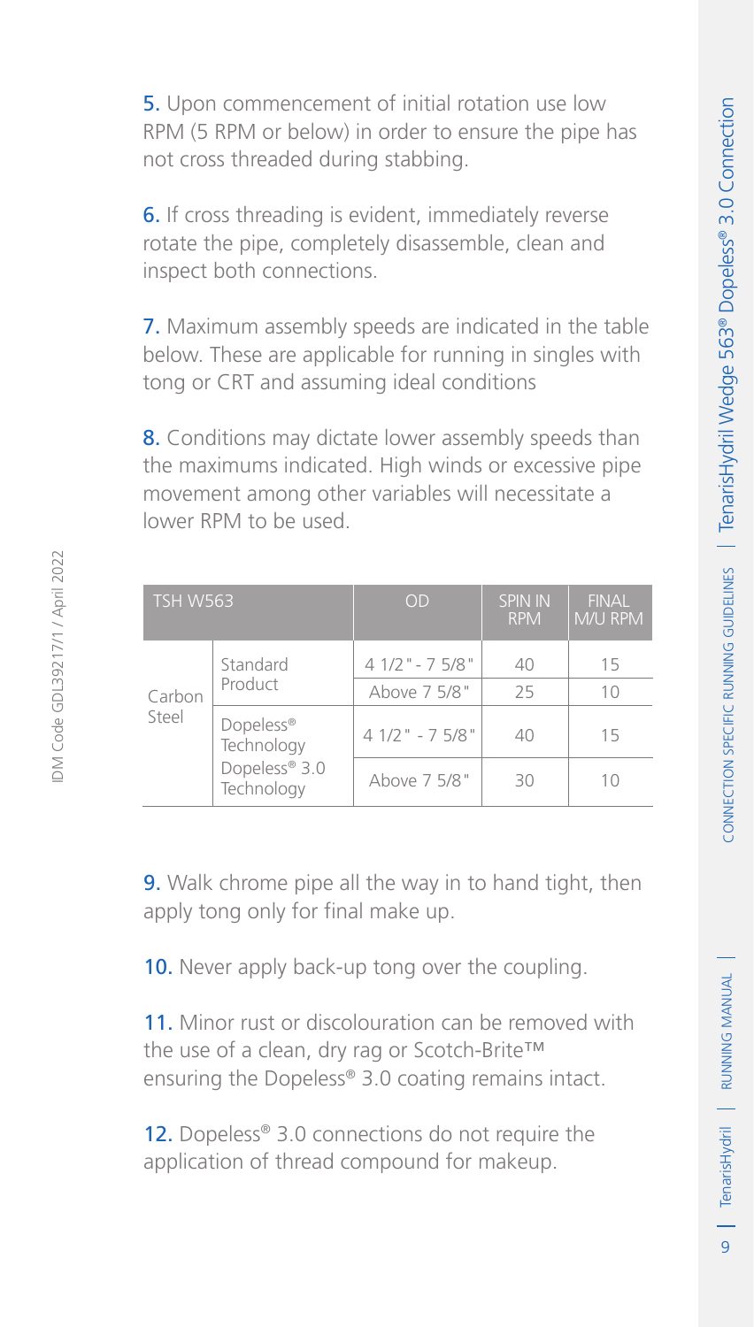5. Upon commencement of initial rotation use low RPM (5 RPM or below) in order to ensure the pipe has not cross threaded during stabbing.

6. If cross threading is evident, immediately reverse rotate the pipe, completely disassemble, clean and inspect both connections.

7. Maximum assembly speeds are indicated in the table below. These are applicable for running in singles with tong or CRT and assuming ideal conditions

8. Conditions may dictate lower assembly speeds than the maximums indicated. High winds or excessive pipe movement among other variables will necessitate a lower RPM to be used.

| TSH W563 | | OD | SPIN IN RPM | FINAL M/U RPM |
|---|---|---|---|---|
| Carbon Steel | Standard Product | 4 1/2" - 7 5/8" | 40 | 15 |
| | | Above 7 5/8" | 25 | 10 |
| | Dopeless® Technology | 4 1/2" - 7 5/8" | 40 | 15 |
| | Dopeless® 3.0 Technology | Above 7 5/8" | 30 | 10 |

9. Walk chrome pipe all the way in to hand tight, then apply tong only for final make up.

10. Never apply back-up tong over the coupling.

11. Minor rust or discolouration can be removed with the use of a clean, dry rag or Scotch-Brite™ ensuring the Dopeless® 3.0 coating remains intact.

12. Dopeless® 3.0 connections do not require the application of thread compound for makeup.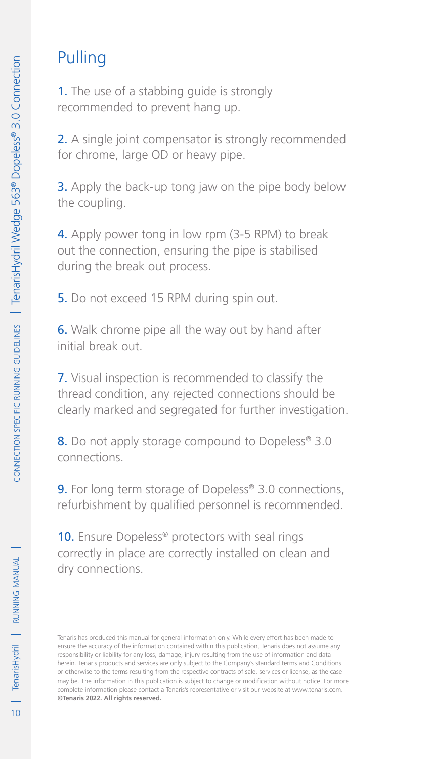# Pulling

1. The use of a stabbing guide is strongly recommended to prevent hang up.

2. A single joint compensator is strongly recommended for chrome, large OD or heavy pipe.

3. Apply the back-up tong jaw on the pipe body below the coupling.

4. Apply power tong in low rpm (3-5 RPM) to break out the connection, ensuring the pipe is stabilised during the break out process.

5. Do not exceed 15 RPM during spin out.

6. Walk chrome pipe all the way out by hand after initial break out.

7. Visual inspection is recommended to classify the thread condition, any rejected connections should be clearly marked and segregated for further investigation.

8. Do not apply storage compound to Dopeless® 3.0 connections.

9. For long term storage of Dopeless® 3.0 connections, refurbishment by qualified personnel is recommended.

10. Ensure Dopeless® protectors with seal rings correctly in place are correctly installed on clean and dry connections.

Tenaris has produced this manual for general information only. While every effort has been made to ensure the accuracy of the information contained within this publication, Tenaris does not assume any responsibility or liability for any loss, damage, injury resulting from the use of information and data herein. Tenaris products and services are only subject to the Company's standard terms and Conditions or otherwise to the terms resulting from the respective contracts of sale, services or license, as the case may be. The information in this publication is subject to change or modification without notice. For more complete information please contact a Tenaris's representative or visit our website at www.tenaris.com. **©Tenaris 2022. All rights reserved.**